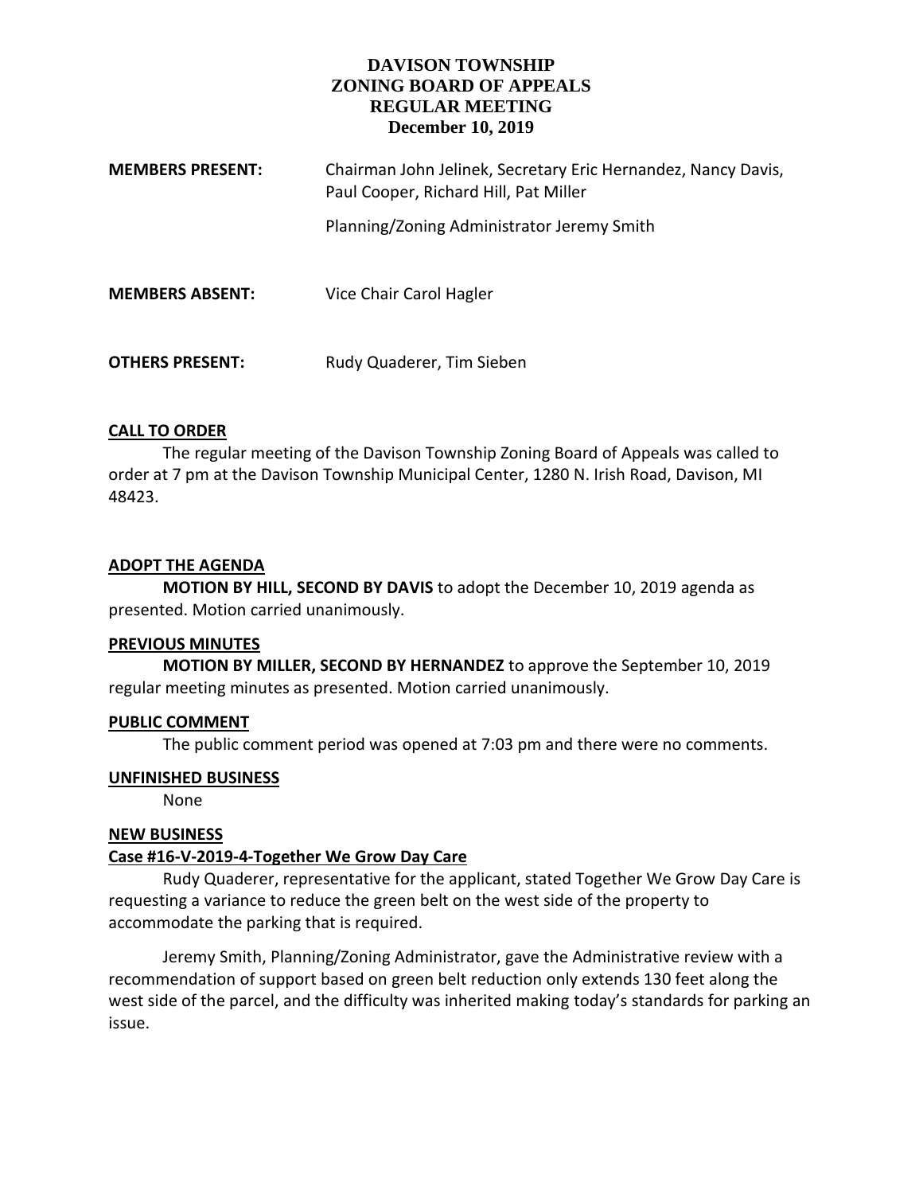# DAVISON TOWNSHIP
## ZONING BOARD OF APPEALS
## REGULAR MEETING
## December 10, 2019

**MEMBERS PRESENT:** Chairman John Jelinek, Secretary Eric Hernandez, Nancy Davis, Paul Cooper, Richard Hill, Pat Miller

Planning/Zoning Administrator Jeremy Smith

**MEMBERS ABSENT:** Vice Chair Carol Hagler

**OTHERS PRESENT:** Rudy Quaderer, Tim Sieben

### CALL TO ORDER

The regular meeting of the Davison Township Zoning Board of Appeals was called to order at 7 pm at the Davison Township Municipal Center, 1280 N. Irish Road, Davison, MI 48423.

### ADOPT THE AGENDA

**MOTION BY HILL, SECOND BY DAVIS** to adopt the December 10, 2019 agenda as presented. Motion carried unanimously.

### PREVIOUS MINUTES

**MOTION BY MILLER, SECOND BY HERNANDEZ** to approve the September 10, 2019 regular meeting minutes as presented. Motion carried unanimously.

### PUBLIC COMMENT

The public comment period was opened at 7:03 pm and there were no comments.

### UNFINISHED BUSINESS

None

### NEW BUSINESS

**Case #16-V-2019-4-Together We Grow Day Care**

Rudy Quaderer, representative for the applicant, stated Together We Grow Day Care is requesting a variance to reduce the green belt on the west side of the property to accommodate the parking that is required.

Jeremy Smith, Planning/Zoning Administrator, gave the Administrative review with a recommendation of support based on green belt reduction only extends 130 feet along the west side of the parcel, and the difficulty was inherited making today's standards for parking an issue.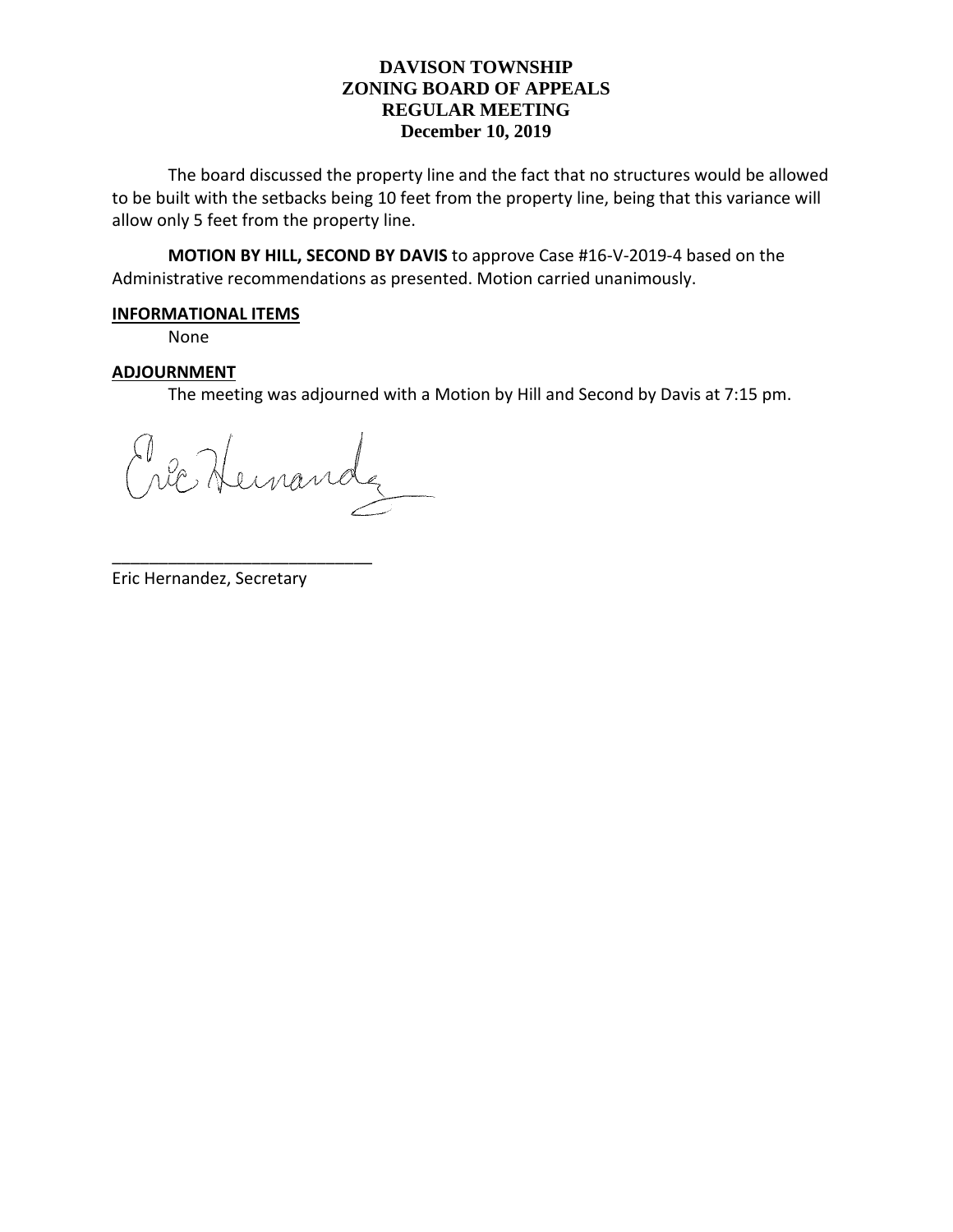**DAVISON TOWNSHIP**
**ZONING BOARD OF APPEALS**
**REGULAR MEETING**
**December 10, 2019**

The board discussed the property line and the fact that no structures would be allowed to be built with the setbacks being 10 feet from the property line, being that this variance will allow only 5 feet from the property line.

**MOTION BY HILL, SECOND BY DAVIS** to approve Case #16-V-2019-4 based on the Administrative recommendations as presented. Motion carried unanimously.

## INFORMATIONAL ITEMS

None

## ADJOURNMENT

The meeting was adjourned with a Motion by Hill and Second by Davis at 7:15 pm.

Eric Hernandez

_____________________________
Eric Hernandez, Secretary